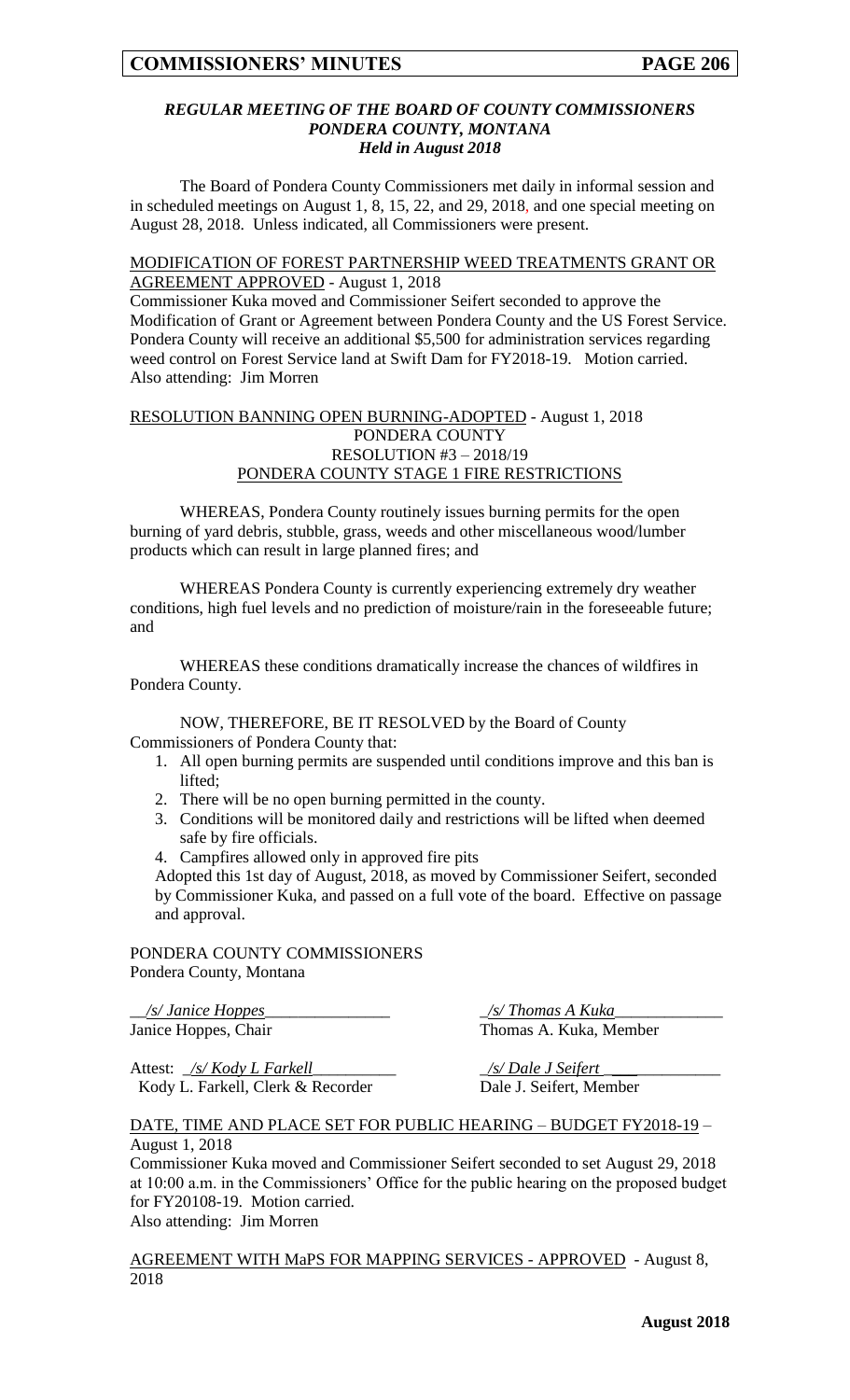### *REGULAR MEETING OF THE BOARD OF COUNTY COMMISSIONERS*
### *PONDERA COUNTY, MONTANA*
### *Held in August 2018*

The Board of Pondera County Commissioners met daily in informal session and in scheduled meetings on August 1, 8, 15, 22, and 29, 2018, and one special meeting on August 28, 2018. Unless indicated, all Commissioners were present.

MODIFICATION OF FOREST PARTNERSHIP WEED TREATMENTS GRANT OR AGREEMENT APPROVED - August 1, 2018

Commissioner Kuka moved and Commissioner Seifert seconded to approve the Modification of Grant or Agreement between Pondera County and the US Forest Service. Pondera County will receive an additional $5,500 for administration services regarding weed control on Forest Service land at Swift Dam for FY2018-19. Motion carried.
Also attending: Jim Morren

RESOLUTION BANNING OPEN BURNING-ADOPTED - August 1, 2018

PONDERA COUNTY
RESOLUTION #3 – 2018/19
PONDERA COUNTY STAGE 1 FIRE RESTRICTIONS

WHEREAS, Pondera County routinely issues burning permits for the open burning of yard debris, stubble, grass, weeds and other miscellaneous wood/lumber products which can result in large planned fires; and

WHEREAS Pondera County is currently experiencing extremely dry weather conditions, high fuel levels and no prediction of moisture/rain in the foreseeable future; and

WHEREAS these conditions dramatically increase the chances of wildfires in Pondera County.

NOW, THEREFORE, BE IT RESOLVED by the Board of County Commissioners of Pondera County that:

1. All open burning permits are suspended until conditions improve and this ban is lifted;
2. There will be no open burning permitted in the county.
3. Conditions will be monitored daily and restrictions will be lifted when deemed safe by fire officials.
4. Campfires allowed only in approved fire pits

Adopted this 1st day of August, 2018, as moved by Commissioner Seifert, seconded by Commissioner Kuka, and passed on a full vote of the board. Effective on passage and approval.

PONDERA COUNTY COMMISSIONERS
Pondera County, Montana

*/s/ Janice Hoppes*
Janice Hoppes, Chair

*/s/ Thomas A Kuka*
Thomas A. Kuka, Member

Attest: */s/ Kody L Farkell*
Kody L. Farkell, Clerk & Recorder

*/s/ Dale J Seifert*
Dale J. Seifert, Member

DATE, TIME AND PLACE SET FOR PUBLIC HEARING – BUDGET FY2018-19 – August 1, 2018

Commissioner Kuka moved and Commissioner Seifert seconded to set August 29, 2018 at 10:00 a.m. in the Commissioners' Office for the public hearing on the proposed budget for FY20108-19. Motion carried.
Also attending: Jim Morren

AGREEMENT WITH MaPS FOR MAPPING SERVICES - APPROVED - August 8, 2018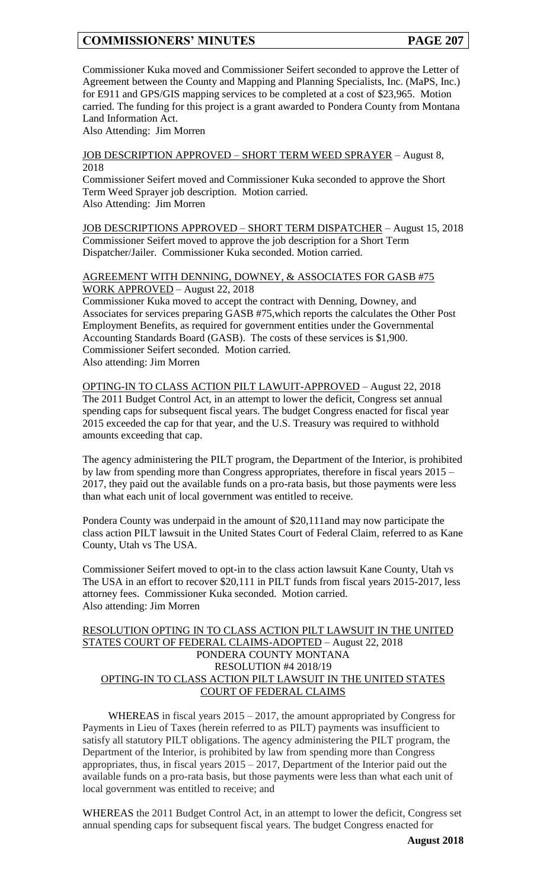Commissioner Kuka moved and Commissioner Seifert seconded to approve the Letter of Agreement between the County and Mapping and Planning Specialists, Inc. (MaPS, Inc.) for E911 and GPS/GIS mapping services to be completed at a cost of $23,965. Motion carried. The funding for this project is a grant awarded to Pondera County from Montana Land Information Act.
Also Attending: Jim Morren

<u>JOB DESCRIPTION APPROVED – SHORT TERM WEED SPRAYER</u> – August 8, 2018
Commissioner Seifert moved and Commissioner Kuka seconded to approve the Short Term Weed Sprayer job description. Motion carried.
Also Attending: Jim Morren

<u>JOB DESCRIPTIONS APPROVED – SHORT TERM DISPATCHER</u> – August 15, 2018
Commissioner Seifert moved to approve the job description for a Short Term Dispatcher/Jailer. Commissioner Kuka seconded. Motion carried.

<u>AGREEMENT WITH DENNING, DOWNEY, & ASSOCIATES FOR GASB #75 WORK APPROVED</u> – August 22, 2018
Commissioner Kuka moved to accept the contract with Denning, Downey, and Associates for services preparing GASB #75,which reports the calculates the Other Post Employment Benefits, as required for government entities under the Governmental Accounting Standards Board (GASB). The costs of these services is $1,900. Commissioner Seifert seconded. Motion carried.
Also attending: Jim Morren

<u>OPTING-IN TO CLASS ACTION PILT LAWUIT-APPROVED</u> – August 22, 2018
The 2011 Budget Control Act, in an attempt to lower the deficit, Congress set annual spending caps for subsequent fiscal years. The budget Congress enacted for fiscal year 2015 exceeded the cap for that year, and the U.S. Treasury was required to withhold amounts exceeding that cap.

The agency administering the PILT program, the Department of the Interior, is prohibited by law from spending more than Congress appropriates, therefore in fiscal years 2015 – 2017, they paid out the available funds on a pro-rata basis, but those payments were less than what each unit of local government was entitled to receive.

Pondera County was underpaid in the amount of $20,111and may now participate the class action PILT lawsuit in the United States Court of Federal Claim, referred to as Kane County, Utah vs The USA.

Commissioner Seifert moved to opt-in to the class action lawsuit Kane County, Utah vs The USA in an effort to recover $20,111 in PILT funds from fiscal years 2015-2017, less attorney fees. Commissioner Kuka seconded. Motion carried.
Also attending: Jim Morren

<u>RESOLUTION OPTING IN TO CLASS ACTION PILT LAWSUIT IN THE UNITED STATES COURT OF FEDERAL CLAIMS-ADOPTED</u> – August 22, 2018

PONDERA COUNTY MONTANA
RESOLUTION #4 2018/19
<u>OPTING-IN TO CLASS ACTION PILT LAWSUIT IN THE UNITED STATES COURT OF FEDERAL CLAIMS</u>

WHEREAS in fiscal years 2015 – 2017, the amount appropriated by Congress for Payments in Lieu of Taxes (herein referred to as PILT) payments was insufficient to satisfy all statutory PILT obligations. The agency administering the PILT program, the Department of the Interior, is prohibited by law from spending more than Congress appropriates, thus, in fiscal years 2015 – 2017, Department of the Interior paid out the available funds on a pro-rata basis, but those payments were less than what each unit of local government was entitled to receive; and

WHEREAS the 2011 Budget Control Act, in an attempt to lower the deficit, Congress set annual spending caps for subsequent fiscal years. The budget Congress enacted for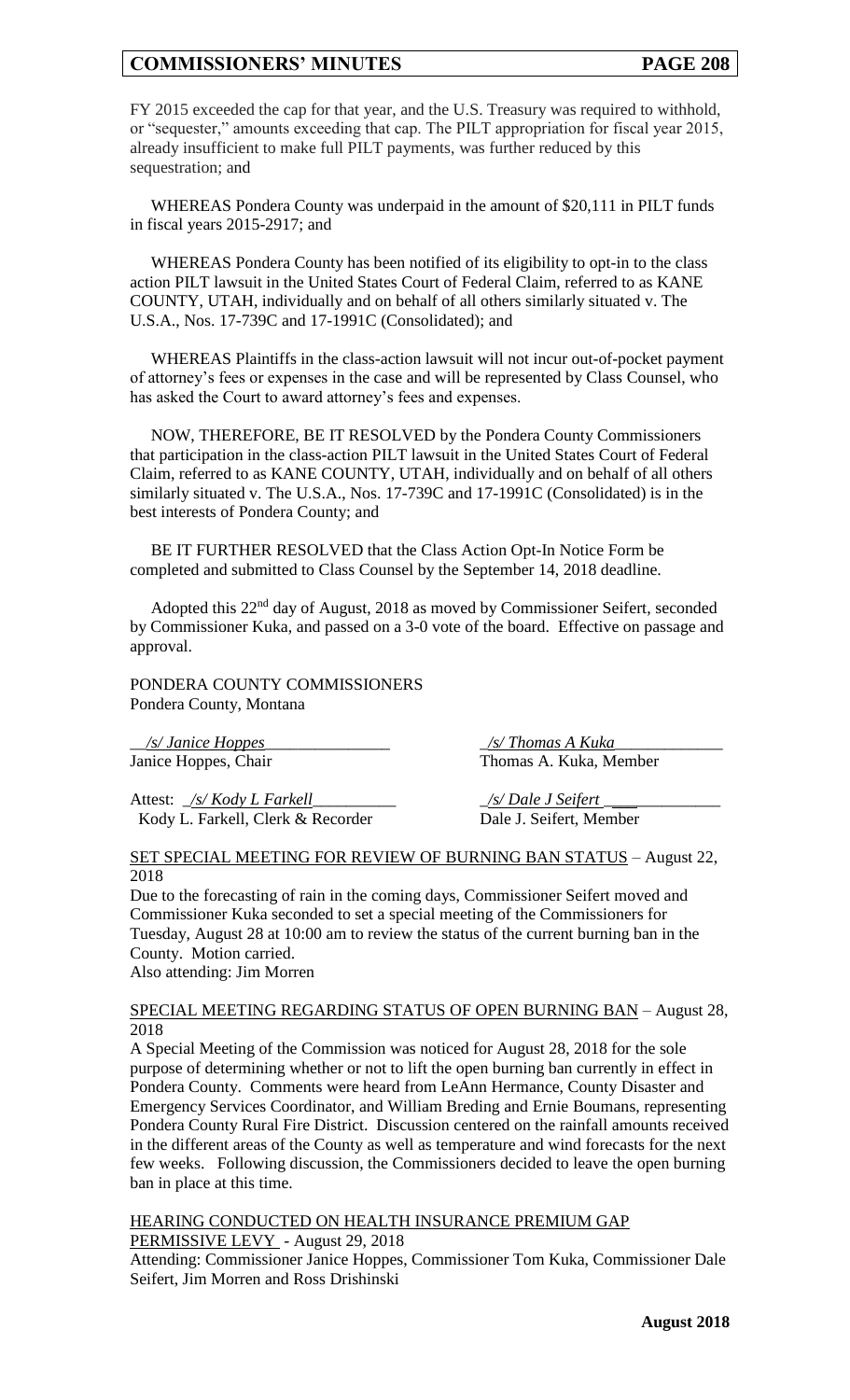FY 2015 exceeded the cap for that year, and the U.S. Treasury was required to withhold, or "sequester," amounts exceeding that cap. The PILT appropriation for fiscal year 2015, already insufficient to make full PILT payments, was further reduced by this sequestration; and

WHEREAS Pondera County was underpaid in the amount of $20,111 in PILT funds in fiscal years 2015-2917; and

WHEREAS Pondera County has been notified of its eligibility to opt-in to the class action PILT lawsuit in the United States Court of Federal Claim, referred to as KANE COUNTY, UTAH, individually and on behalf of all others similarly situated v. The U.S.A., Nos. 17-739C and 17-1991C (Consolidated); and

WHEREAS Plaintiffs in the class-action lawsuit will not incur out-of-pocket payment of attorney's fees or expenses in the case and will be represented by Class Counsel, who has asked the Court to award attorney's fees and expenses.

NOW, THEREFORE, BE IT RESOLVED by the Pondera County Commissioners that participation in the class-action PILT lawsuit in the United States Court of Federal Claim, referred to as KANE COUNTY, UTAH, individually and on behalf of all others similarly situated v. The U.S.A., Nos. 17-739C and 17-1991C (Consolidated) is in the best interests of Pondera County; and

BE IT FURTHER RESOLVED that the Class Action Opt-In Notice Form be completed and submitted to Class Counsel by the September 14, 2018 deadline.

Adopted this 22nd day of August, 2018 as moved by Commissioner Seifert, seconded by Commissioner Kuka, and passed on a 3-0 vote of the board. Effective on passage and approval.

PONDERA COUNTY COMMISSIONERS
Pondera County, Montana

*/s/ Janice Hoppes*
Janice Hoppes, Chair

*/s/ Thomas A Kuka*
Thomas A. Kuka, Member

Attest: */s/ Kody L Farkell*
Kody L. Farkell, Clerk & Recorder

*/s/ Dale J Seifert*
Dale J. Seifert, Member

SET SPECIAL MEETING FOR REVIEW OF BURNING BAN STATUS – August 22, 2018

Due to the forecasting of rain in the coming days, Commissioner Seifert moved and Commissioner Kuka seconded to set a special meeting of the Commissioners for Tuesday, August 28 at 10:00 am to review the status of the current burning ban in the County. Motion carried.
Also attending: Jim Morren

SPECIAL MEETING REGARDING STATUS OF OPEN BURNING BAN – August 28, 2018

A Special Meeting of the Commission was noticed for August 28, 2018 for the sole purpose of determining whether or not to lift the open burning ban currently in effect in Pondera County. Comments were heard from LeAnn Hermance, County Disaster and Emergency Services Coordinator, and William Breding and Ernie Boumans, representing Pondera County Rural Fire District. Discussion centered on the rainfall amounts received in the different areas of the County as well as temperature and wind forecasts for the next few weeks. Following discussion, the Commissioners decided to leave the open burning ban in place at this time.

HEARING CONDUCTED ON HEALTH INSURANCE PREMIUM GAP PERMISSIVE LEVY - August 29, 2018

Attending: Commissioner Janice Hoppes, Commissioner Tom Kuka, Commissioner Dale Seifert, Jim Morren and Ross Drishinski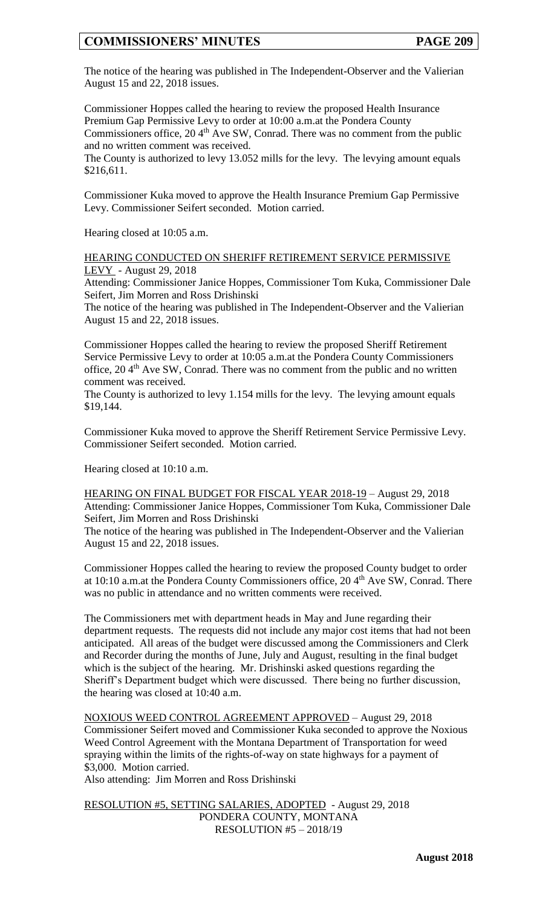The notice of the hearing was published in The Independent-Observer and the Valierian August 15 and 22, 2018 issues.

Commissioner Hoppes called the hearing to review the proposed Health Insurance Premium Gap Permissive Levy to order at 10:00 a.m.at the Pondera County Commissioners office, 20 4th Ave SW, Conrad. There was no comment from the public and no written comment was received.

The County is authorized to levy 13.052 mills for the levy. The levying amount equals $216,611.

Commissioner Kuka moved to approve the Health Insurance Premium Gap Permissive Levy. Commissioner Seifert seconded. Motion carried.

Hearing closed at 10:05 a.m.

HEARING CONDUCTED ON SHERIFF RETIREMENT SERVICE PERMISSIVE LEVY - August 29, 2018

Attending: Commissioner Janice Hoppes, Commissioner Tom Kuka, Commissioner Dale Seifert, Jim Morren and Ross Drishinski

The notice of the hearing was published in The Independent-Observer and the Valierian August 15 and 22, 2018 issues.

Commissioner Hoppes called the hearing to review the proposed Sheriff Retirement Service Permissive Levy to order at 10:05 a.m.at the Pondera County Commissioners office, 20 4th Ave SW, Conrad. There was no comment from the public and no written comment was received.

The County is authorized to levy 1.154 mills for the levy. The levying amount equals $19,144.

Commissioner Kuka moved to approve the Sheriff Retirement Service Permissive Levy. Commissioner Seifert seconded. Motion carried.

Hearing closed at 10:10 a.m.

HEARING ON FINAL BUDGET FOR FISCAL YEAR 2018-19 – August 29, 2018

Attending: Commissioner Janice Hoppes, Commissioner Tom Kuka, Commissioner Dale Seifert, Jim Morren and Ross Drishinski

The notice of the hearing was published in The Independent-Observer and the Valierian August 15 and 22, 2018 issues.

Commissioner Hoppes called the hearing to review the proposed County budget to order at 10:10 a.m.at the Pondera County Commissioners office, 20 4th Ave SW, Conrad. There was no public in attendance and no written comments were received.

The Commissioners met with department heads in May and June regarding their department requests. The requests did not include any major cost items that had not been anticipated. All areas of the budget were discussed among the Commissioners and Clerk and Recorder during the months of June, July and August, resulting in the final budget which is the subject of the hearing. Mr. Drishinski asked questions regarding the Sheriff's Department budget which were discussed. There being no further discussion, the hearing was closed at 10:40 a.m.

NOXIOUS WEED CONTROL AGREEMENT APPROVED – August 29, 2018

Commissioner Seifert moved and Commissioner Kuka seconded to approve the Noxious Weed Control Agreement with the Montana Department of Transportation for weed spraying within the limits of the rights-of-way on state highways for a payment of $3,000. Motion carried.

Also attending: Jim Morren and Ross Drishinski

RESOLUTION #5, SETTING SALARIES, ADOPTED - August 29, 2018

PONDERA COUNTY, MONTANA
RESOLUTION #5 – 2018/19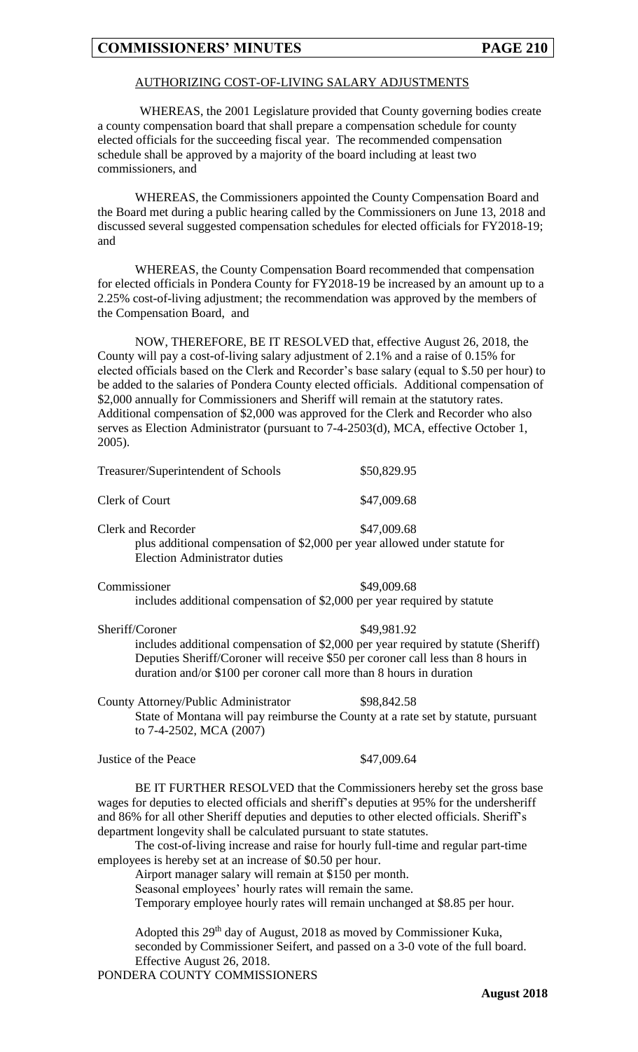## AUTHORIZING COST-OF-LIVING SALARY ADJUSTMENTS

WHEREAS, the 2001 Legislature provided that County governing bodies create a county compensation board that shall prepare a compensation schedule for county elected officials for the succeeding fiscal year. The recommended compensation schedule shall be approved by a majority of the board including at least two commissioners, and

WHEREAS, the Commissioners appointed the County Compensation Board and the Board met during a public hearing called by the Commissioners on June 13, 2018 and discussed several suggested compensation schedules for elected officials for FY2018-19; and

WHEREAS, the County Compensation Board recommended that compensation for elected officials in Pondera County for FY2018-19 be increased by an amount up to a 2.25% cost-of-living adjustment; the recommendation was approved by the members of the Compensation Board, and

NOW, THEREFORE, BE IT RESOLVED that, effective August 26, 2018, the County will pay a cost-of-living salary adjustment of 2.1% and a raise of 0.15% for elected officials based on the Clerk and Recorder's base salary (equal to $.50 per hour) to be added to the salaries of Pondera County elected officials. Additional compensation of $2,000 annually for Commissioners and Sheriff will remain at the statutory rates. Additional compensation of $2,000 was approved for the Clerk and Recorder who also serves as Election Administrator (pursuant to 7-4-2503(d), MCA, effective October 1, 2005).

Treasurer/Superintendent of Schools $50,829.95

Clerk of Court $47,009.68

Clerk and Recorder $47,009.68
plus additional compensation of $2,000 per year allowed under statute for Election Administrator duties

Commissioner $49,009.68
includes additional compensation of $2,000 per year required by statute

Sheriff/Coroner $49,981.92
includes additional compensation of $2,000 per year required by statute (Sheriff) Deputies Sheriff/Coroner will receive $50 per coroner call less than 8 hours in duration and/or $100 per coroner call more than 8 hours in duration

County Attorney/Public Administrator $98,842.58
State of Montana will pay reimburse the County at a rate set by statute, pursuant to 7-4-2502, MCA (2007)

Justice of the Peace $47,009.64

BE IT FURTHER RESOLVED that the Commissioners hereby set the gross base wages for deputies to elected officials and sheriff's deputies at 95% for the undersheriff and 86% for all other Sheriff deputies and deputies to other elected officials. Sheriff's department longevity shall be calculated pursuant to state statutes.

The cost-of-living increase and raise for hourly full-time and regular part-time employees is hereby set at an increase of $0.50 per hour.

Airport manager salary will remain at $150 per month.

Seasonal employees' hourly rates will remain the same.

Temporary employee hourly rates will remain unchanged at $8.85 per hour.

Adopted this 29th day of August, 2018 as moved by Commissioner Kuka, seconded by Commissioner Seifert, and passed on a 3-0 vote of the full board. Effective August 26, 2018.

PONDERA COUNTY COMMISSIONERS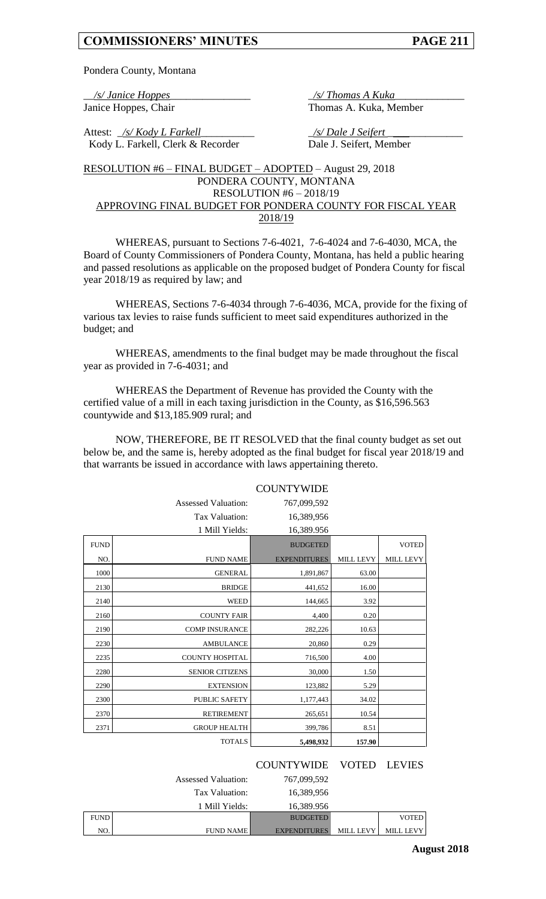Pondera County, Montana

*/s/ Janice Hoppes*
Janice Hoppes, Chair

*/s/ Thomas A Kuka*
Thomas A. Kuka, Member

Attest: */s/ Kody L Farkell*
Kody L. Farkell, Clerk & Recorder

*/s/ Dale J Seifert*
Dale J. Seifert, Member

RESOLUTION #6 – FINAL BUDGET – ADOPTED – August 29, 2018

PONDERA COUNTY, MONTANA
RESOLUTION #6 – 2018/19
APPROVING FINAL BUDGET FOR PONDERA COUNTY FOR FISCAL YEAR 2018/19

WHEREAS, pursuant to Sections 7-6-4021, 7-6-4024 and 7-6-4030, MCA, the Board of County Commissioners of Pondera County, Montana, has held a public hearing and passed resolutions as applicable on the proposed budget of Pondera County for fiscal year 2018/19 as required by law; and

WHEREAS, Sections 7-6-4034 through 7-6-4036, MCA, provide for the fixing of various tax levies to raise funds sufficient to meet said expenditures authorized in the budget; and

WHEREAS, amendments to the final budget may be made throughout the fiscal year as provided in 7-6-4031; and

WHEREAS the Department of Revenue has provided the County with the certified value of a mill in each taxing jurisdiction in the County, as $16,596.563 countywide and $13,185.909 rural; and

NOW, THEREFORE, BE IT RESOLVED that the final county budget as set out below be, and the same is, hereby adopted as the final budget for fiscal year 2018/19 and that warrants be issued in accordance with laws appertaining thereto.

COUNTYWIDE

| | | |
|---|---|---|
| Assessed Valuation: | 767,099,592 |
| Tax Valuation: | 16,389,956 |
| 1 Mill Yields: | 16,389.956 |

| FUND NO. | FUND NAME | BUDGETED EXPENDITURES | MILL LEVY | VOTED MILL LEVY |
|---|---|---|---|---|
| 1000 | GENERAL | 1,891,867 | 63.00 | |
| 2130 | BRIDGE | 441,652 | 16.00 | |
| 2140 | WEED | 144,665 | 3.92 | |
| 2160 | COUNTY FAIR | 4,400 | 0.20 | |
| 2190 | COMP INSURANCE | 282,226 | 10.63 | |
| 2230 | AMBULANCE | 20,860 | 0.29 | |
| 2235 | COUNTY HOSPITAL | 716,500 | 4.00 | |
| 2280 | SENIOR CITIZENS | 30,000 | 1.50 | |
| 2290 | EXTENSION | 123,882 | 5.29 | |
| 2300 | PUBLIC SAFETY | 1,177,443 | 34.02 | |
| 2370 | RETIREMENT | 265,651 | 10.54 | |
| 2371 | GROUP HEALTH | 399,786 | 8.51 | |
| | TOTALS | 5,498,932 | 157.90 | |

COUNTYWIDE VOTED LEVIES

| | | |
|---|---|---|
| Assessed Valuation: | 767,099,592 |
| Tax Valuation: | 16,389,956 |
| 1 Mill Yields: | 16,389.956 |

| FUND NO. | FUND NAME | BUDGETED EXPENDITURES | MILL LEVY | VOTED MILL LEVY |
|---|---|---|---|---|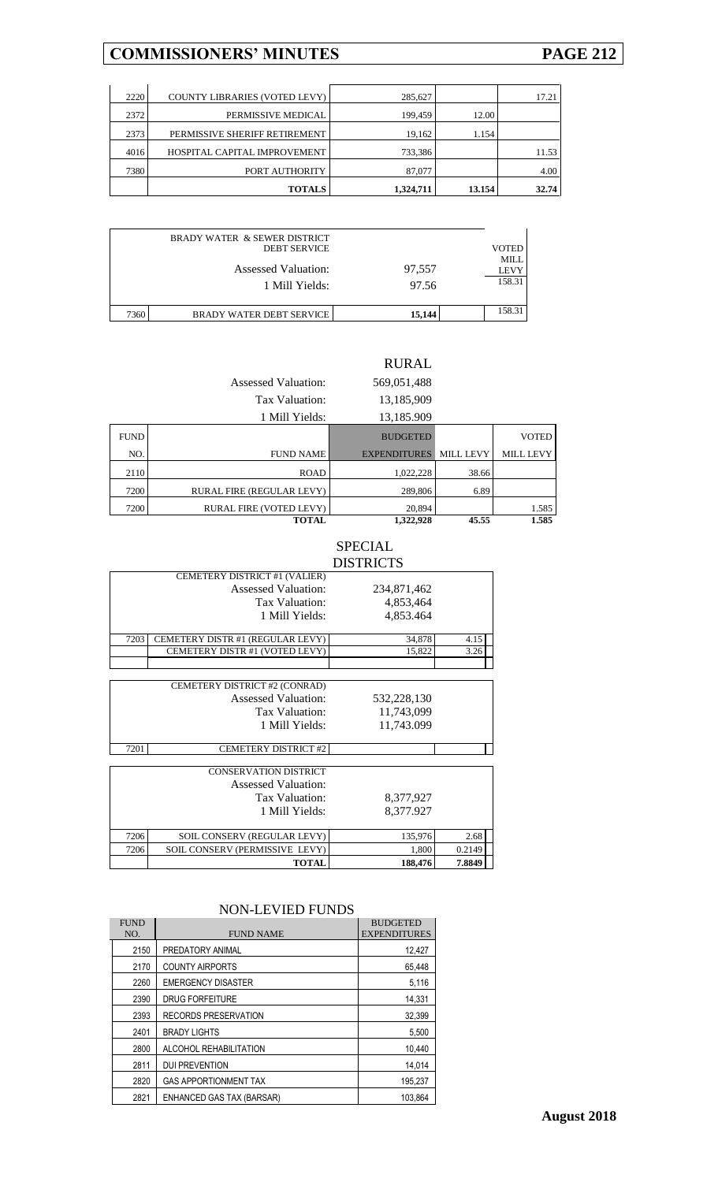| | | | | |
|---|---|---|---|---|
| 2220 | COUNTY LIBRARIES (VOTED LEVY) | 285,627 | | 17.21 |
| 2372 | PERMISSIVE MEDICAL | 199,459 | 12.00 | |
| 2373 | PERMISSIVE SHERIFF RETIREMENT | 19,162 | 1.154 | |
| 4016 | HOSPITAL CAPITAL IMPROVEMENT | 733,386 | | 11.53 |
| 7380 | PORT AUTHORITY | 87,077 | | 4.00 |
| | **TOTALS** | **1,324,711** | **13.154** | **32.74** |

| | | | |
|---|---|---|---|
| | BRADY WATER & SEWER DISTRICT DEBT SERVICE | | VOTED MILL LEVY |
| | Assessed Valuation: | 97,557 | |
| | 1 Mill Yields: | 97.56 | 158.31 |
| 7360 | BRADY WATER DEBT SERVICE | **15,144** | 158.31 |

RURAL

| | | | | |
|---|---|---|---|---|
| | Assessed Valuation: | 569,051,488 | | |
| | Tax Valuation: | 13,185,909 | | |
| | 1 Mill Yields: | 13,185.909 | | |
| FUND NO. | FUND NAME | BUDGETED EXPENDITURES | MILL LEVY | VOTED MILL LEVY |
| 2110 | ROAD | 1,022,228 | 38.66 | |
| 7200 | RURAL FIRE (REGULAR LEVY) | 289,806 | 6.89 | |
| 7200 | RURAL FIRE (VOTED LEVY) | 20,894 | | 1.585 |
| | **TOTAL** | **1,322,928** | **45.55** | **1.585** |

SPECIAL DISTRICTS

| | | | |
|---|---|---|---|
| | CEMETERY DISTRICT #1 (VALIER) | | |
| | Assessed Valuation: | 234,871,462 | |
| | Tax Valuation: | 4,853,464 | |
| | 1 Mill Yields: | 4,853.464 | |
| 7203 | CEMETERY DISTR #1 (REGULAR LEVY) | 34,878 | 4.15 |
| | CEMETERY DISTR #1 (VOTED LEVY) | 15,822 | 3.26 |

| | | | |
|---|---|---|---|
| | CEMETERY DISTRICT #2 (CONRAD) | | |
| | Assessed Valuation: | 532,228,130 | |
| | Tax Valuation: | 11,743,099 | |
| | 1 Mill Yields: | 11,743.099 | |
| 7201 | CEMETERY DISTRICT #2 | | |

| | | | |
|---|---|---|---|
| | CONSERVATION DISTRICT | | |
| | Assessed Valuation: | | |
| | Tax Valuation: | 8,377,927 | |
| | 1 Mill Yields: | 8,377.927 | |
| 7206 | SOIL CONSERV (REGULAR LEVY) | 135,976 | 2.68 |
| 7206 | SOIL CONSERV (PERMISSIVE LEVY) | 1,800 | 0.2149 |
| | **TOTAL** | **188,476** | **7.8849** |

NON-LEVIED FUNDS

| FUND NO. | FUND NAME | BUDGETED EXPENDITURES |
|---|---|---|
| 2150 | PREDATORY ANIMAL | 12,427 |
| 2170 | COUNTY AIRPORTS | 65,448 |
| 2260 | EMERGENCY DISASTER | 5,116 |
| 2390 | DRUG FORFEITURE | 14,331 |
| 2393 | RECORDS PRESERVATION | 32,399 |
| 2401 | BRADY LIGHTS | 5,500 |
| 2800 | ALCOHOL REHABILITATION | 10,440 |
| 2811 | DUI PREVENTION | 14,014 |
| 2820 | GAS APPORTIONMENT TAX | 195,237 |
| 2821 | ENHANCED GAS TAX (BARSAR) | 103,864 |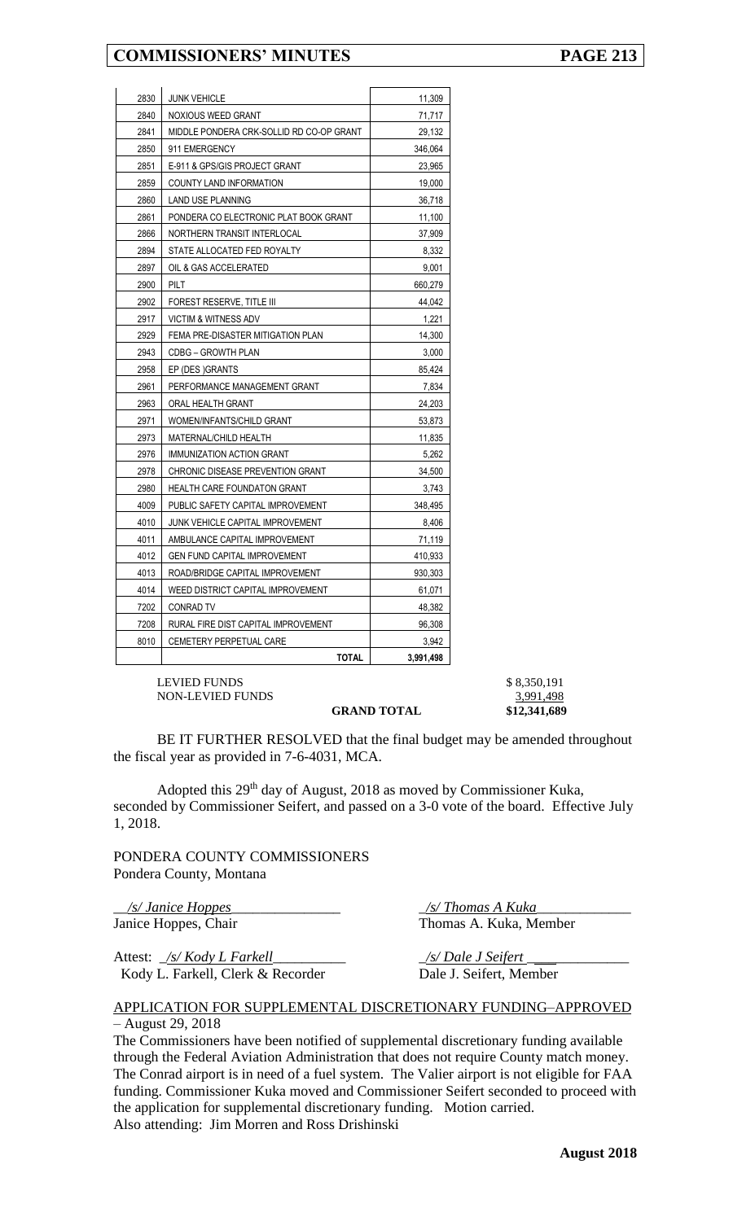| | | |
|---|---|---|
| 2830 | JUNK VEHICLE | 11,309 |
| 2840 | NOXIOUS WEED GRANT | 71,717 |
| 2841 | MIDDLE PONDERA CRK-SOLLID RD CO-OP GRANT | 29,132 |
| 2850 | 911 EMERGENCY | 346,064 |
| 2851 | E-911 & GPS/GIS PROJECT GRANT | 23,965 |
| 2859 | COUNTY LAND INFORMATION | 19,000 |
| 2860 | LAND USE PLANNING | 36,718 |
| 2861 | PONDERA CO ELECTRONIC PLAT BOOK GRANT | 11,100 |
| 2866 | NORTHERN TRANSIT INTERLOCAL | 37,909 |
| 2894 | STATE ALLOCATED FED ROYALTY | 8,332 |
| 2897 | OIL & GAS ACCELERATED | 9,001 |
| 2900 | PILT | 660,279 |
| 2902 | FOREST RESERVE, TITLE III | 44,042 |
| 2917 | VICTIM & WITNESS ADV | 1,221 |
| 2929 | FEMA PRE-DISASTER MITIGATION PLAN | 14,300 |
| 2943 | CDBG – GROWTH PLAN | 3,000 |
| 2958 | EP (DES )GRANTS | 85,424 |
| 2961 | PERFORMANCE MANAGEMENT GRANT | 7,834 |
| 2963 | ORAL HEALTH GRANT | 24,203 |
| 2971 | WOMEN/INFANTS/CHILD GRANT | 53,873 |
| 2973 | MATERNAL/CHILD HEALTH | 11,835 |
| 2976 | IMMUNIZATION ACTION GRANT | 5,262 |
| 2978 | CHRONIC DISEASE PREVENTION GRANT | 34,500 |
| 2980 | HEALTH CARE FOUNDATON GRANT | 3,743 |
| 4009 | PUBLIC SAFETY CAPITAL IMPROVEMENT | 348,495 |
| 4010 | JUNK VEHICLE CAPITAL IMPROVEMENT | 8,406 |
| 4011 | AMBULANCE CAPITAL IMPROVEMENT | 71,119 |
| 4012 | GEN FUND CAPITAL IMPROVEMENT | 410,933 |
| 4013 | ROAD/BRIDGE CAPITAL IMPROVEMENT | 930,303 |
| 4014 | WEED DISTRICT CAPITAL IMPROVEMENT | 61,071 |
| 7202 | CONRAD TV | 48,382 |
| 7208 | RURAL FIRE DIST CAPITAL IMPROVEMENT | 96,308 |
| 8010 | CEMETERY PERPETUAL CARE | 3,942 |
| | **TOTAL** | **3,991,498** |

| | |
|---|---|
| LEVIED FUNDS | $ 8,350,191 |
| NON-LEVIED FUNDS | 3,991,498 |
| **GRAND TOTAL** | **$12,341,689** |

BE IT FURTHER RESOLVED that the final budget may be amended throughout the fiscal year as provided in 7-6-4031, MCA.

Adopted this 29th day of August, 2018 as moved by Commissioner Kuka, seconded by Commissioner Seifert, and passed on a 3-0 vote of the board. Effective July 1, 2018.

PONDERA COUNTY COMMISSIONERS
Pondera County, Montana

*/s/ Janice Hoppes*
Janice Hoppes, Chair

*/s/ Thomas A Kuka*
Thomas A. Kuka, Member

Attest: */s/ Kody L Farkell*
Kody L. Farkell, Clerk & Recorder

*/s/ Dale J Seifert*
Dale J. Seifert, Member

APPLICATION FOR SUPPLEMENTAL DISCRETIONARY FUNDING–APPROVED – August 29, 2018

The Commissioners have been notified of supplemental discretionary funding available through the Federal Aviation Administration that does not require County match money. The Conrad airport is in need of a fuel system. The Valier airport is not eligible for FAA funding. Commissioner Kuka moved and Commissioner Seifert seconded to proceed with the application for supplemental discretionary funding. Motion carried.
Also attending: Jim Morren and Ross Drishinski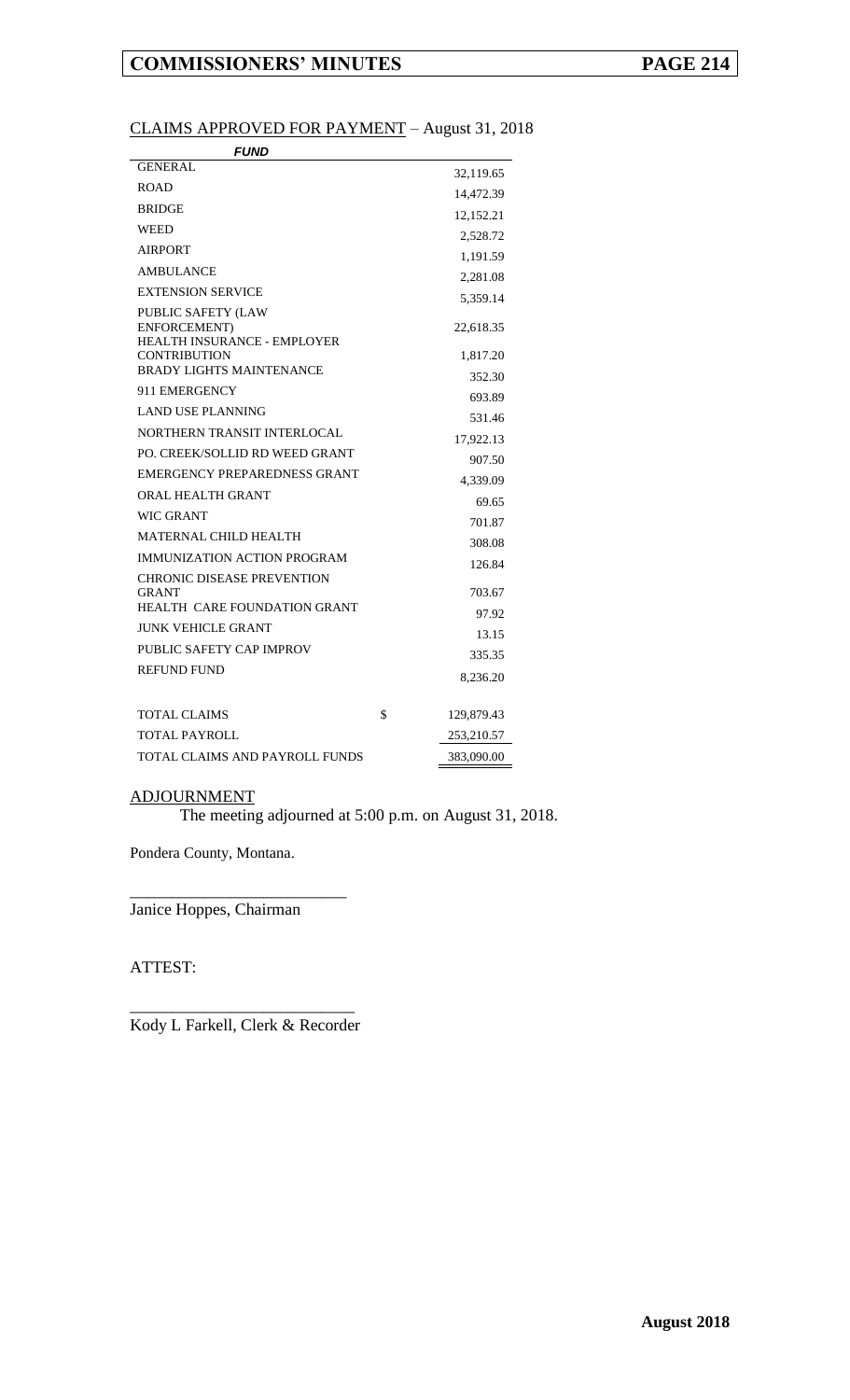CLAIMS APPROVED FOR PAYMENT – August 31, 2018

| ***FUND*** | | |
|---|---|---|
| GENERAL | | 32,119.65 |
| ROAD | | 14,472.39 |
| BRIDGE | | 12,152.21 |
| WEED | | 2,528.72 |
| AIRPORT | | 1,191.59 |
| AMBULANCE | | 2,281.08 |
| EXTENSION SERVICE | | 5,359.14 |
| PUBLIC SAFETY (LAW ENFORCEMENT) | | 22,618.35 |
| HEALTH INSURANCE - EMPLOYER CONTRIBUTION | | 1,817.20 |
| BRADY LIGHTS MAINTENANCE | | 352.30 |
| 911 EMERGENCY | | 693.89 |
| LAND USE PLANNING | | 531.46 |
| NORTHERN TRANSIT INTERLOCAL | | 17,922.13 |
| PO. CREEK/SOLLID RD WEED GRANT | | 907.50 |
| EMERGENCY PREPAREDNESS GRANT | | 4,339.09 |
| ORAL HEALTH GRANT | | 69.65 |
| WIC GRANT | | 701.87 |
| MATERNAL CHILD HEALTH | | 308.08 |
| IMMUNIZATION ACTION PROGRAM | | 126.84 |
| CHRONIC DISEASE PREVENTION GRANT | | 703.67 |
| HEALTH CARE FOUNDATION GRANT | | 97.92 |
| JUNK VEHICLE GRANT | | 13.15 |
| PUBLIC SAFETY CAP IMPROV | | 335.35 |
| REFUND FUND | | 8,236.20 |
| | | |
| TOTAL CLAIMS | $ | 129,879.43 |
| TOTAL PAYROLL | | 253,210.57 |
| TOTAL CLAIMS AND PAYROLL FUNDS | | 383,090.00 |

ADJOURNMENT

The meeting adjourned at 5:00 p.m. on August 31, 2018.

Pondera County, Montana.

___________________________

Janice Hoppes, Chairman

ATTEST:

___________________________

Kody L Farkell, Clerk & Recorder